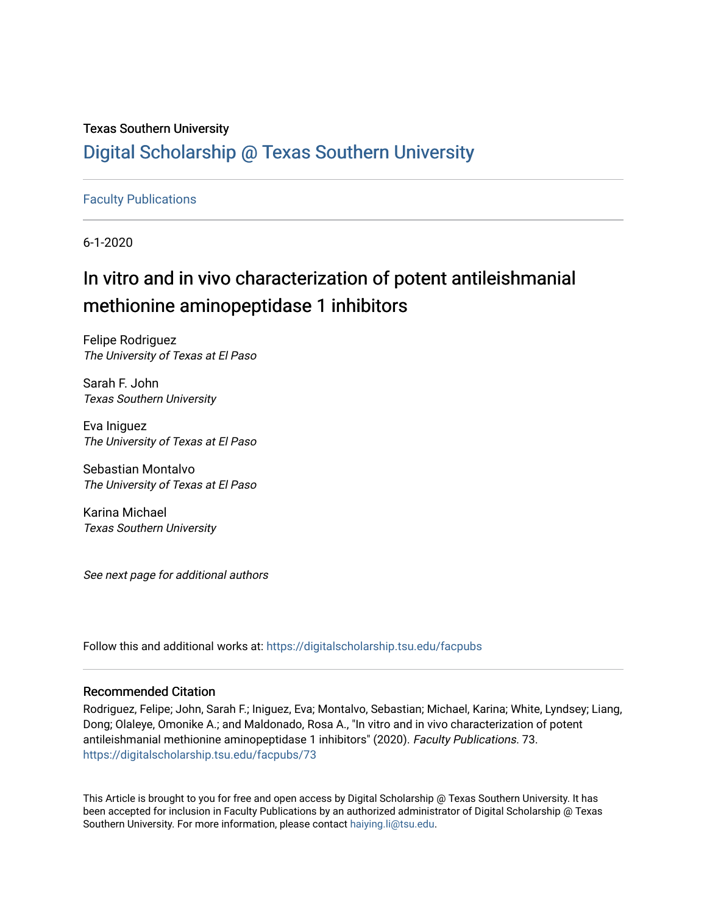Texas Southern University

## Digital Scholarship @ Texas Southern University

Faculty Publications

6-1-2020

# In vitro and in vivo characterization of potent antileishmanial methionine aminopeptidase 1 inhibitors

Felipe Rodriguez
*The University of Texas at El Paso*

Sarah F. John
*Texas Southern University*

Eva Iniguez
*The University of Texas at El Paso*

Sebastian Montalvo
*The University of Texas at El Paso*

Karina Michael
*Texas Southern University*

*See next page for additional authors*

Follow this and additional works at: https://digitalscholarship.tsu.edu/facpubs

### Recommended Citation

Rodriguez, Felipe; John, Sarah F.; Iniguez, Eva; Montalvo, Sebastian; Michael, Karina; White, Lyndsey; Liang, Dong; Olaleye, Omonike A.; and Maldonado, Rosa A., "In vitro and in vivo characterization of potent antileishmanial methionine aminopeptidase 1 inhibitors" (2020). *Faculty Publications*. 73.
https://digitalscholarship.tsu.edu/facpubs/73

This Article is brought to you for free and open access by Digital Scholarship @ Texas Southern University. It has been accepted for inclusion in Faculty Publications by an authorized administrator of Digital Scholarship @ Texas Southern University. For more information, please contact haiying.li@tsu.edu.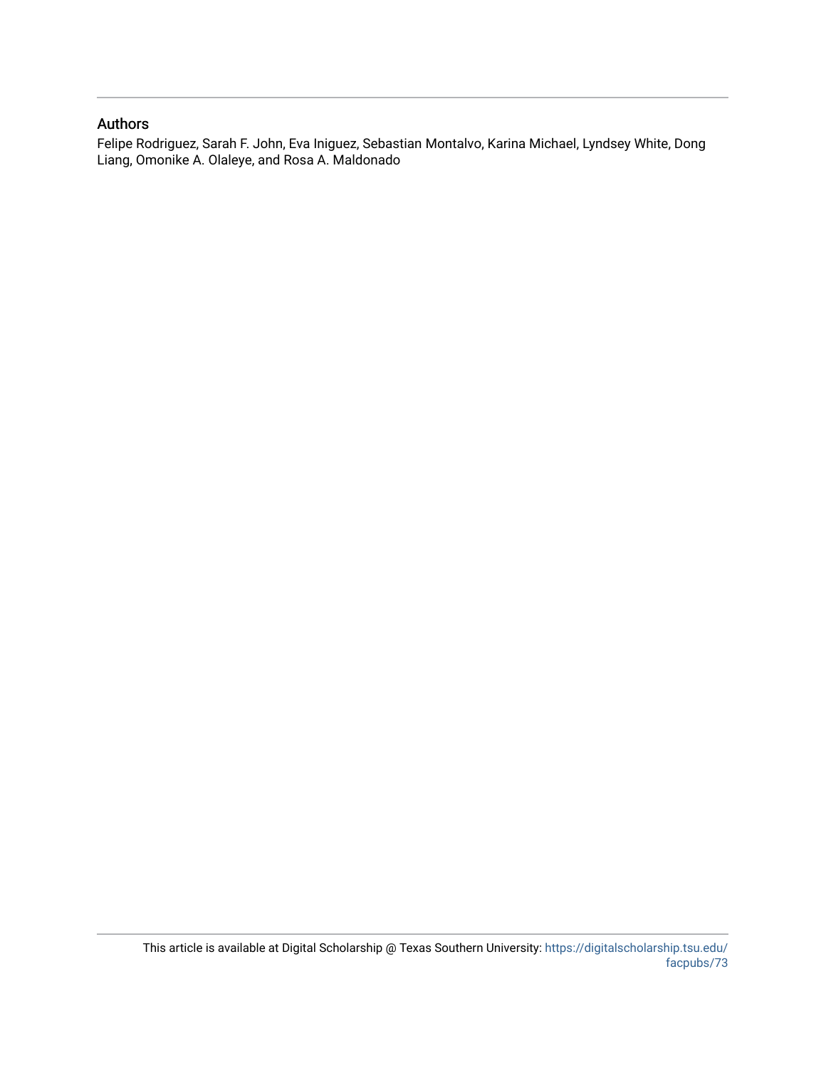## Authors

Felipe Rodriguez, Sarah F. John, Eva Iniguez, Sebastian Montalvo, Karina Michael, Lyndsey White, Dong Liang, Omonike A. Olaleye, and Rosa A. Maldonado

This article is available at Digital Scholarship @ Texas Southern University: https://digitalscholarship.tsu.edu/facpubs/73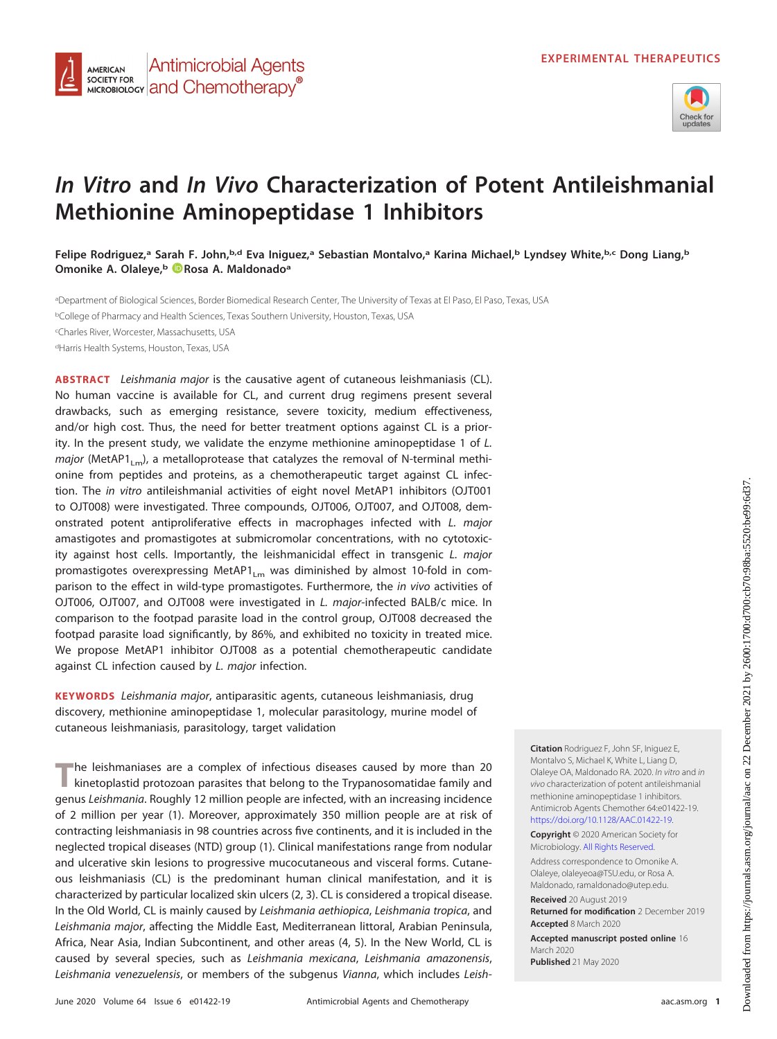# *In Vitro* and *In Vivo* Characterization of Potent Antileishmanial Methionine Aminopeptidase 1 Inhibitors

**Felipe Rodriguez,[a] Sarah F. John,[b,d] Eva Iniguez,[a] Sebastian Montalvo,[a] Karina Michael,[b] Lyndsey White,[b,c] Dong Liang,[b] Omonike A. Olaleye,[b] Rosa A. Maldonado[a]**

[a]Department of Biological Sciences, Border Biomedical Research Center, The University of Texas at El Paso, El Paso, Texas, USA

[b]College of Pharmacy and Health Sciences, Texas Southern University, Houston, Texas, USA

[c]Charles River, Worcester, Massachusetts, USA

[d]Harris Health Systems, Houston, Texas, USA

**ABSTRACT** *Leishmania major* is the causative agent of cutaneous leishmaniasis (CL). No human vaccine is available for CL, and current drug regimens present several drawbacks, such as emerging resistance, severe toxicity, medium effectiveness, and/or high cost. Thus, the need for better treatment options against CL is a priority. In the present study, we validate the enzyme methionine aminopeptidase 1 of *L. major* ($MetAP1_{Lm}$), a metalloprotease that catalyzes the removal of N-terminal methionine from peptides and proteins, as a chemotherapeutic target against CL infection. The *in vitro* antileishmanial activities of eight novel MetAP1 inhibitors (OJT001 to OJT008) were investigated. Three compounds, OJT006, OJT007, and OJT008, demonstrated potent antiproliferative effects in macrophages infected with *L. major* amastigotes and promastigotes at submicromolar concentrations, with no cytotoxicity against host cells. Importantly, the leishmanicidal effect in transgenic *L. major* promastigotes overexpressing $MetAP1_{Lm}$ was diminished by almost 10-fold in comparison to the effect in wild-type promastigotes. Furthermore, the *in vivo* activities of OJT006, OJT007, and OJT008 were investigated in *L. major*-infected BALB/c mice. In comparison to the footpad parasite load in the control group, OJT008 decreased the footpad parasite load significantly, by 86%, and exhibited no toxicity in treated mice. We propose MetAP1 inhibitor OJT008 as a potential chemotherapeutic candidate against CL infection caused by *L. major* infection.

**KEYWORDS** *Leishmania major*, antiparasitic agents, cutaneous leishmaniasis, drug discovery, methionine aminopeptidase 1, molecular parasitology, murine model of cutaneous leishmaniasis, parasitology, target validation

The leishmaniases are a complex of infectious diseases caused by more than 20 kinetoplastid protozoan parasites that belong to the Trypanosomatidae family and genus *Leishmania*. Roughly 12 million people are infected, with an increasing incidence of 2 million per year (1). Moreover, approximately 350 million people are at risk of contracting leishmaniasis in 98 countries across five continents, and it is included in the neglected tropical diseases (NTD) group (1). Clinical manifestations range from nodular and ulcerative skin lesions to progressive mucocutaneous and visceral forms. Cutaneous leishmaniasis (CL) is the predominant human clinical manifestation, and it is characterized by particular localized skin ulcers (2, 3). CL is considered a tropical disease. In the Old World, CL is mainly caused by *Leishmania aethiopica*, *Leishmania tropica*, and *Leishmania major*, affecting the Middle East, Mediterranean littoral, Arabian Peninsula, Africa, Near Asia, Indian Subcontinent, and other areas (4, 5). In the New World, CL is caused by several species, such as *Leishmania mexicana*, *Leishmania amazonensis*, *Leishmania venezuelensis*, or members of the subgenus *Vianna*, which includes *Leish-*

**Citation** Rodriguez F, John SF, Iniguez E, Montalvo S, Michael K, White L, Liang D, Olaleye OA, Maldonado RA. 2020. *In vitro* and *in vivo* characterization of potent antileishmanial methionine aminopeptidase 1 inhibitors. Antimicrob Agents Chemother 64:e01422-19. https://doi.org/10.1128/AAC.01422-19.

**Copyright** © 2020 American Society for Microbiology. All Rights Reserved.

Address correspondence to Omonike A. Olaleye, olaleyeoa@TSU.edu, or Rosa A. Maldonado, ramaldonado@utep.edu.

**Received** 20 August 2019
**Returned for modification** 2 December 2019
**Accepted** 8 March 2020

**Accepted manuscript posted online** 16 March 2020
**Published** 21 May 2020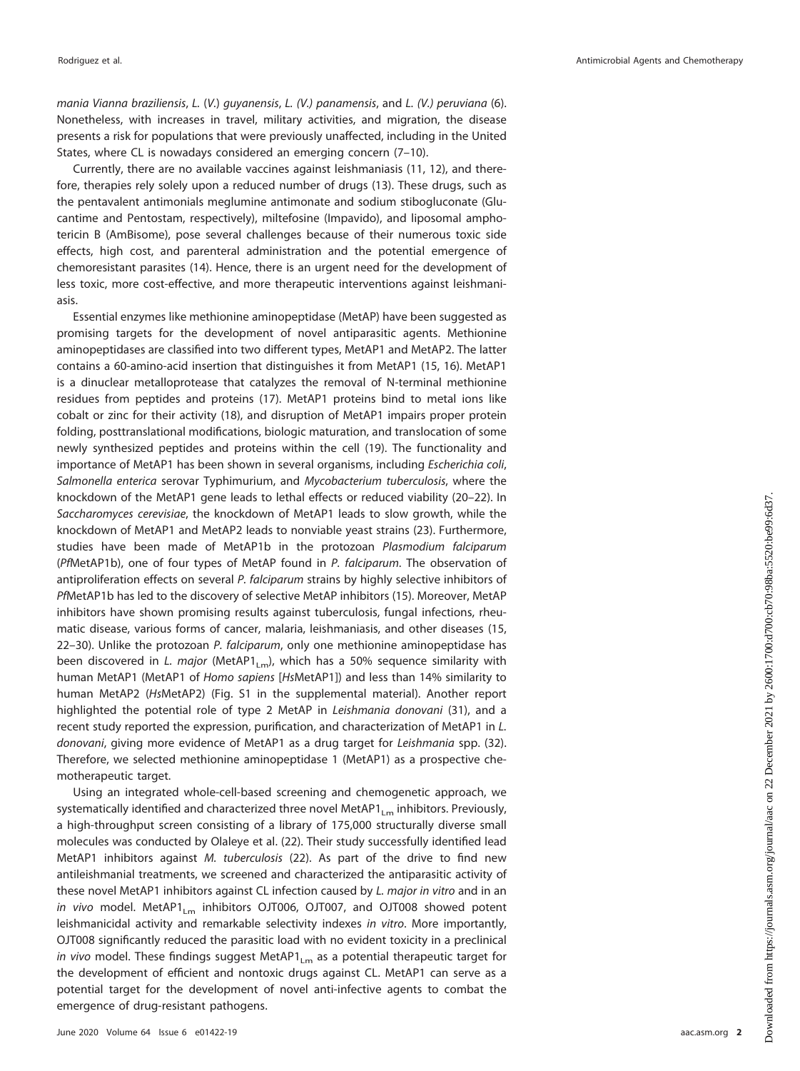*mania Vianna braziliensis*, *L.* (*V.*) *guyanensis*, *L. (V.) panamensis*, and *L. (V.) peruviana* (6). Nonetheless, with increases in travel, military activities, and migration, the disease presents a risk for populations that were previously unaffected, including in the United States, where CL is nowadays considered an emerging concern (7–10).

Currently, there are no available vaccines against leishmaniasis (11, 12), and therefore, therapies rely solely upon a reduced number of drugs (13). These drugs, such as the pentavalent antimonials meglumine antimonate and sodium stibogluconate (Glucantime and Pentostam, respectively), miltefosine (Impavido), and liposomal amphotericin B (AmBisome), pose several challenges because of their numerous toxic side effects, high cost, and parenteral administration and the potential emergence of chemoresistant parasites (14). Hence, there is an urgent need for the development of less toxic, more cost-effective, and more therapeutic interventions against leishmaniasis.

Essential enzymes like methionine aminopeptidase (MetAP) have been suggested as promising targets for the development of novel antiparasitic agents. Methionine aminopeptidases are classified into two different types, MetAP1 and MetAP2. The latter contains a 60-amino-acid insertion that distinguishes it from MetAP1 (15, 16). MetAP1 is a dinuclear metalloprotease that catalyzes the removal of N-terminal methionine residues from peptides and proteins (17). MetAP1 proteins bind to metal ions like cobalt or zinc for their activity (18), and disruption of MetAP1 impairs proper protein folding, posttranslational modifications, biologic maturation, and translocation of some newly synthesized peptides and proteins within the cell (19). The functionality and importance of MetAP1 has been shown in several organisms, including *Escherichia coli*, *Salmonella enterica* serovar Typhimurium, and *Mycobacterium tuberculosis*, where the knockdown of the MetAP1 gene leads to lethal effects or reduced viability (20–22). In *Saccharomyces cerevisiae*, the knockdown of MetAP1 leads to slow growth, while the knockdown of MetAP1 and MetAP2 leads to nonviable yeast strains (23). Furthermore, studies have been made of MetAP1b in the protozoan *Plasmodium falciparum* (*Pf*MetAP1b), one of four types of MetAP found in *P. falciparum*. The observation of antiproliferation effects on several *P. falciparum* strains by highly selective inhibitors of *Pf*MetAP1b has led to the discovery of selective MetAP inhibitors (15). Moreover, MetAP inhibitors have shown promising results against tuberculosis, fungal infections, rheumatic disease, various forms of cancer, malaria, leishmaniasis, and other diseases (15, 22–30). Unlike the protozoan *P. falciparum*, only one methionine aminopeptidase has been discovered in *L. major* ($MetAP1_{Lm}$), which has a 50% sequence similarity with human MetAP1 (MetAP1 of *Homo sapiens* [*Hs*MetAP1]) and less than 14% similarity to human MetAP2 (*Hs*MetAP2) (Fig. S1 in the supplemental material). Another report highlighted the potential role of type 2 MetAP in *Leishmania donovani* (31), and a recent study reported the expression, purification, and characterization of MetAP1 in *L. donovani*, giving more evidence of MetAP1 as a drug target for *Leishmania* spp. (32). Therefore, we selected methionine aminopeptidase 1 (MetAP1) as a prospective chemotherapeutic target.

Using an integrated whole-cell-based screening and chemogenetic approach, we systematically identified and characterized three novel $MetAP1_{Lm}$ inhibitors. Previously, a high-throughput screen consisting of a library of 175,000 structurally diverse small molecules was conducted by Olaleye et al. (22). Their study successfully identified lead MetAP1 inhibitors against *M. tuberculosis* (22). As part of the drive to find new antileishmanial treatments, we screened and characterized the antiparasitic activity of these novel MetAP1 inhibitors against CL infection caused by *L. major in vitro* and in an *in vivo* model. $MetAP1_{Lm}$ inhibitors OJT006, OJT007, and OJT008 showed potent leishmanicidal activity and remarkable selectivity indexes *in vitro*. More importantly, OJT008 significantly reduced the parasitic load with no evident toxicity in a preclinical *in vivo* model. These findings suggest $MetAP1_{Lm}$ as a potential therapeutic target for the development of efficient and nontoxic drugs against CL. MetAP1 can serve as a potential target for the development of novel anti-infective agents to combat the emergence of drug-resistant pathogens.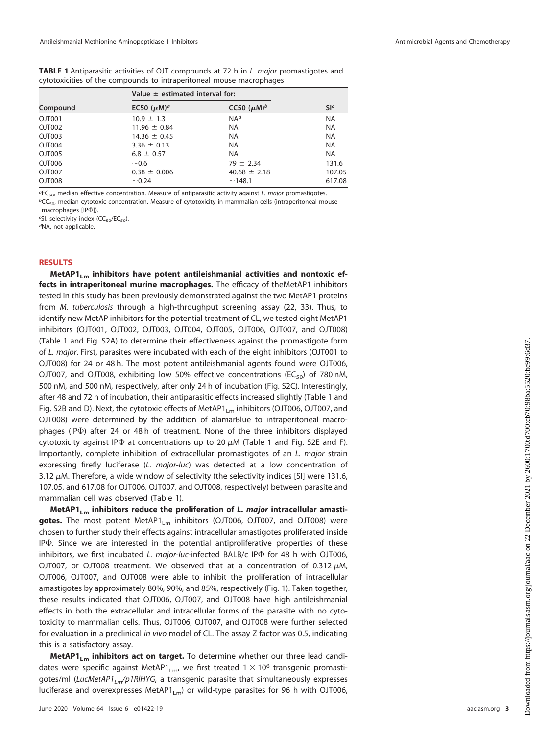**TABLE 1** Antiparasitic activities of OJT compounds at 72 h in *L. major* promastigotes and cytotoxicities of the compounds to intraperitoneal mouse macrophages

| Compound | Value ± estimated interval for: | | SI[c] |
|---|---|---|---|
| | EC50 ($\mu$M)[a] | CC50 ($\mu$M)[b] | |
| OJT001 | 10.9 ± 1.3 | NA[d] | NA |
| OJT002 | 11.96 ± 0.84 | NA | NA |
| OJT003 | 14.36 ± 0.45 | NA | NA |
| OJT004 | 3.36 ± 0.13 | NA | NA |
| OJT005 | 6.8 ± 0.57 | NA | NA |
| OJT006 | ~0.6 | 79 ± 2.34 | 131.6 |
| OJT007 | 0.38 ± 0.006 | 40.68 ± 2.18 | 107.05 |
| OJT008 | ~0.24 | ~148.1 | 617.08 |

[a] $EC_{50}$, median effective concentration. Measure of antiparasitic activity against *L. major* promastigotes.
[b] $CC_{50}$, median cytotoxic concentration. Measure of cytotoxicity in mammalian cells (intraperitoneal mouse macrophages [IPΦ]).
[c] SI, selectivity index ($CC_{50}/EC_{50}$).
[d] NA, not applicable.

## RESULTS

**$MetAP1_{Lm}$ inhibitors have potent antileishmanial activities and nontoxic effects in intraperitoneal murine macrophages.** The efficacy of theMetAP1 inhibitors tested in this study has been previously demonstrated against the two MetAP1 proteins from *M. tuberculosis* through a high-throughput screening assay (22, 33). Thus, to identify new MetAP inhibitors for the potential treatment of CL, we tested eight MetAP1 inhibitors (OJT001, OJT002, OJT003, OJT004, OJT005, OJT006, OJT007, and OJT008) (Table 1 and Fig. S2A) to determine their effectiveness against the promastigote form of *L. major*. First, parasites were incubated with each of the eight inhibitors (OJT001 to OJT008) for 24 or 48 h. The most potent antileishmanial agents found were OJT006, OJT007, and OJT008, exhibiting low 50% effective concentrations ($EC_{50}$) of 780 nM, 500 nM, and 500 nM, respectively, after only 24 h of incubation (Fig. S2C). Interestingly, after 48 and 72 h of incubation, their antiparasitic effects increased slightly (Table 1 and Fig. S2B and D). Next, the cytotoxic effects of $MetAP1_{Lm}$ inhibitors (OJT006, OJT007, and OJT008) were determined by the addition of alamarBlue to intraperitoneal macrophages (IPΦ) after 24 or 48 h of treatment. None of the three inhibitors displayed cytotoxicity against IPΦ at concentrations up to 20 $\mu$M (Table 1 and Fig. S2E and F). Importantly, complete inhibition of extracellular promastigotes of an *L. major* strain expressing firefly luciferase (*L. major-luc*) was detected at a low concentration of 3.12 $\mu$M. Therefore, a wide window of selectivity (the selectivity indices [SI] were 131.6, 107.05, and 617.08 for OJT006, OJT007, and OJT008, respectively) between parasite and mammalian cell was observed (Table 1).

**$MetAP1_{Lm}$ inhibitors reduce the proliferation of *L. major* intracellular amastigotes.** The most potent $MetAP1_{Lm}$ inhibitors (OJT006, OJT007, and OJT008) were chosen to further study their effects against intracellular amastigotes proliferated inside IPΦ. Since we are interested in the potential antiproliferative properties of these inhibitors, we first incubated *L. major-luc*-infected BALB/c IPΦ for 48 h with OJT006, OJT007, or OJT008 treatment. We observed that at a concentration of 0.312 $\mu$M, OJT006, OJT007, and OJT008 were able to inhibit the proliferation of intracellular amastigotes by approximately 80%, 90%, and 85%, respectively (Fig. 1). Taken together, these results indicated that OJT006, OJT007, and OJT008 have high antileishmanial effects in both the extracellular and intracellular forms of the parasite with no cytotoxicity to mammalian cells. Thus, OJT006, OJT007, and OJT008 were further selected for evaluation in a preclinical *in vivo* model of CL. The assay Z factor was 0.5, indicating this is a satisfactory assay.

**$MetAP1_{Lm}$ inhibitors act on target.** To determine whether our three lead candidates were specific against $MetAP1_{Lm}$, we first treated $1 \times 10^6$ transgenic promastigotes/ml (*$LucMetAP1_{Lm}$/p1RlHYG*, a transgenic parasite that simultaneously expresses luciferase and overexpresses $MetAP1_{Lm}$) or wild-type parasites for 96 h with OJT006,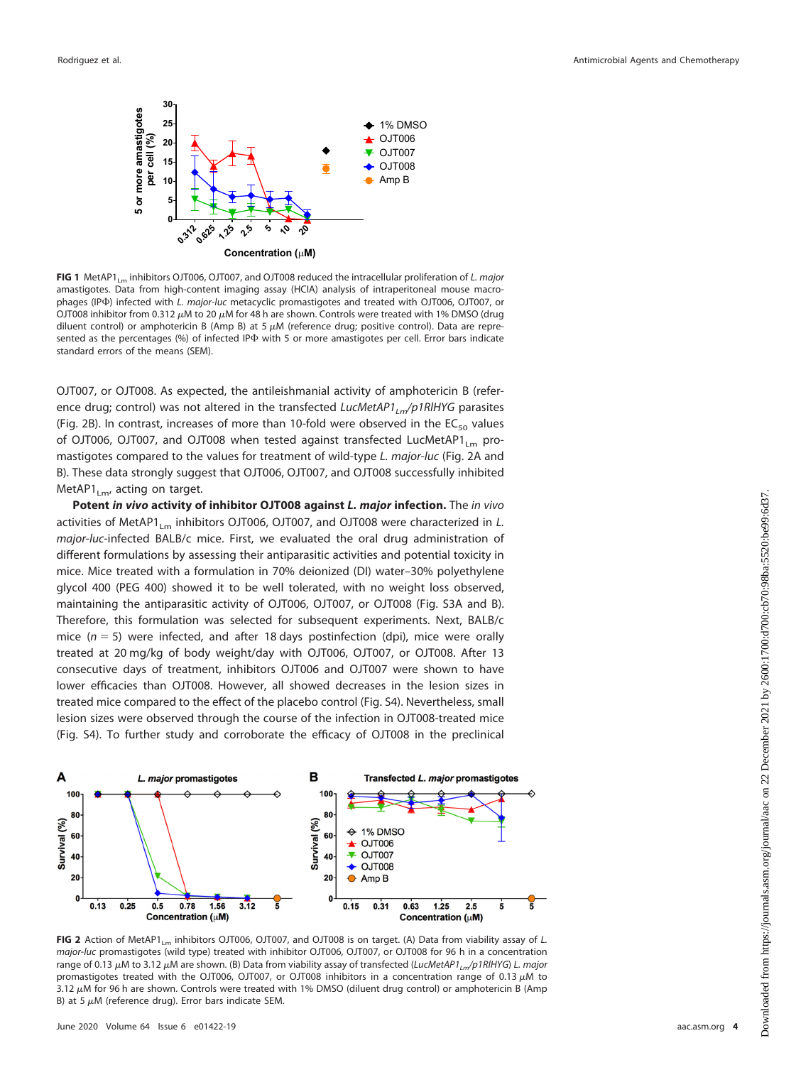**FIG 1** MetAP1$_{Lm}$ inhibitors OJT006, OJT007, and OJT008 reduced the intracellular proliferation of *L. major* amastigotes. Data from high-content imaging assay (HCIA) analysis of intraperitoneal mouse macrophages (IPΦ) infected with *L. major-luc* metacyclic promastigotes and treated with OJT006, OJT007, or OJT008 inhibitor from 0.312 μM to 20 μM for 48 h are shown. Controls were treated with 1% DMSO (drug diluent control) or amphotericin B (Amp B) at 5 μM (reference drug; positive control). Data are represented as the percentages (%) of infected IPΦ with 5 or more amastigotes per cell. Error bars indicate standard errors of the means (SEM).

OJT007, or OJT008. As expected, the antileishmanial activity of amphotericin B (reference drug; control) was not altered in the transfected *LucMetAP1$_{Lm}$/p1RIHYG* parasites (Fig. 2B). In contrast, increases of more than 10-fold were observed in the $EC_{50}$ values of OJT006, OJT007, and OJT008 when tested against transfected LucMetAP1$_{Lm}$ promastigotes compared to the values for treatment of wild-type *L. major-luc* (Fig. 2A and B). These data strongly suggest that OJT006, OJT007, and OJT008 successfully inhibited MetAP1$_{Lm}$, acting on target.

**Potent *in vivo* activity of inhibitor OJT008 against *L. major* infection.** The *in vivo* activities of MetAP1$_{Lm}$ inhibitors OJT006, OJT007, and OJT008 were characterized in *L. major-luc*-infected BALB/c mice. First, we evaluated the oral drug administration of different formulations by assessing their antiparasitic activities and potential toxicity in mice. Mice treated with a formulation in 70% deionized (DI) water–30% polyethylene glycol 400 (PEG 400) showed it to be well tolerated, with no weight loss observed, maintaining the antiparasitic activity of OJT006, OJT007, or OJT008 (Fig. S3A and B). Therefore, this formulation was selected for subsequent experiments. Next, BALB/c mice ($n = 5$) were infected, and after 18 days postinfection (dpi), mice were orally treated at 20 mg/kg of body weight/day with OJT006, OJT007, or OJT008. After 13 consecutive days of treatment, inhibitors OJT006 and OJT007 were shown to have lower efficacies than OJT008. However, all showed decreases in the lesion sizes in treated mice compared to the effect of the placebo control (Fig. S4). Nevertheless, small lesion sizes were observed through the course of the infection in OJT008-treated mice (Fig. S4). To further study and corroborate the efficacy of OJT008 in the preclinical

**FIG 2** Action of MetAP1$_{Lm}$ inhibitors OJT006, OJT007, and OJT008 is on target. (A) Data from viability assay of *L. major-luc* promastigotes (wild type) treated with inhibitor OJT006, OJT007, or OJT008 for 96 h in a concentration range of 0.13 μM to 3.12 μM are shown. (B) Data from viability assay of transfected (*LucMetAP1$_{Lm}$/p1RIHYG*) *L. major* promastigotes treated with the OJT006, OJT007, or OJT008 inhibitors in a concentration range of 0.13 μM to 3.12 μM for 96 h are shown. Controls were treated with 1% DMSO (diluent drug control) or amphotericin B (Amp B) at 5 μM (reference drug). Error bars indicate SEM.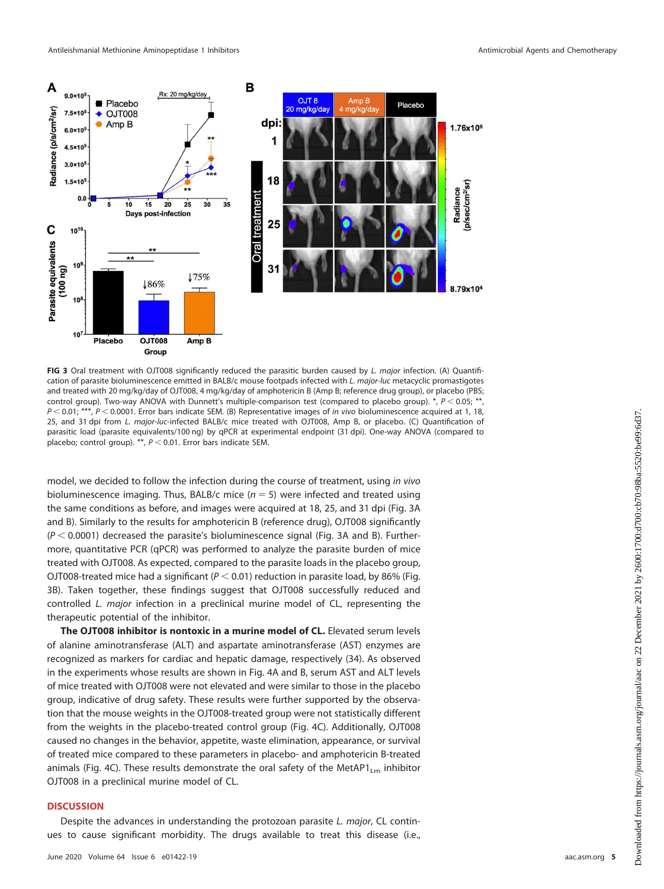**FIG 3** Oral treatment with OJT008 significantly reduced the parasitic burden caused by *L. major* infection. (A) Quantification of parasite bioluminescence emitted in BALB/c mouse footpads infected with *L. major-luc* metacyclic promastigotes and treated with 20 mg/kg/day of OJT008, 4 mg/kg/day of amphotericin B (Amp B; reference drug group), or placebo (PBS; control group). Two-way ANOVA with Dunnett's multiple-comparison test (compared to placebo group). *, $P < 0.05$; **, $P < 0.01$; ***, $P < 0.0001$. Error bars indicate SEM. (B) Representative images of *in vivo* bioluminescence acquired at 1, 18, 25, and 31 dpi from *L. major-luc*-infected BALB/c mice treated with OJT008, Amp B, or placebo. (C) Quantification of parasitic load (parasite equivalents/100 ng) by qPCR at experimental endpoint (31 dpi). One-way ANOVA (compared to placebo; control group). **, $P < 0.01$. Error bars indicate SEM.

model, we decided to follow the infection during the course of treatment, using *in vivo* bioluminescence imaging. Thus, BALB/c mice ($n = 5$) were infected and treated using the same conditions as before, and images were acquired at 18, 25, and 31 dpi (Fig. 3A and B). Similarly to the results for amphotericin B (reference drug), OJT008 significantly ($P < 0.0001$) decreased the parasite's bioluminescence signal (Fig. 3A and B). Furthermore, quantitative PCR (qPCR) was performed to analyze the parasite burden of mice treated with OJT008. As expected, compared to the parasite loads in the placebo group, OJT008-treated mice had a significant ($P < 0.01$) reduction in parasite load, by 86% (Fig. 3B). Taken together, these findings suggest that OJT008 successfully reduced and controlled *L. major* infection in a preclinical murine model of CL, representing the therapeutic potential of the inhibitor.

**The OJT008 inhibitor is nontoxic in a murine model of CL.** Elevated serum levels of alanine aminotransferase (ALT) and aspartate aminotransferase (AST) enzymes are recognized as markers for cardiac and hepatic damage, respectively (34). As observed in the experiments whose results are shown in Fig. 4A and B, serum AST and ALT levels of mice treated with OJT008 were not elevated and were similar to those in the placebo group, indicative of drug safety. These results were further supported by the observation that the mouse weights in the OJT008-treated group were not statistically different from the weights in the placebo-treated control group (Fig. 4C). Additionally, OJT008 caused no changes in the behavior, appetite, waste elimination, appearance, or survival of treated mice compared to these parameters in placebo- and amphotericin B-treated animals (Fig. 4C). These results demonstrate the oral safety of the $MetAP1_{Lm}$ inhibitor OJT008 in a preclinical murine model of CL.

## DISCUSSION

Despite the advances in understanding the protozoan parasite *L. major*, CL continues to cause significant morbidity. The drugs available to treat this disease (i.e.,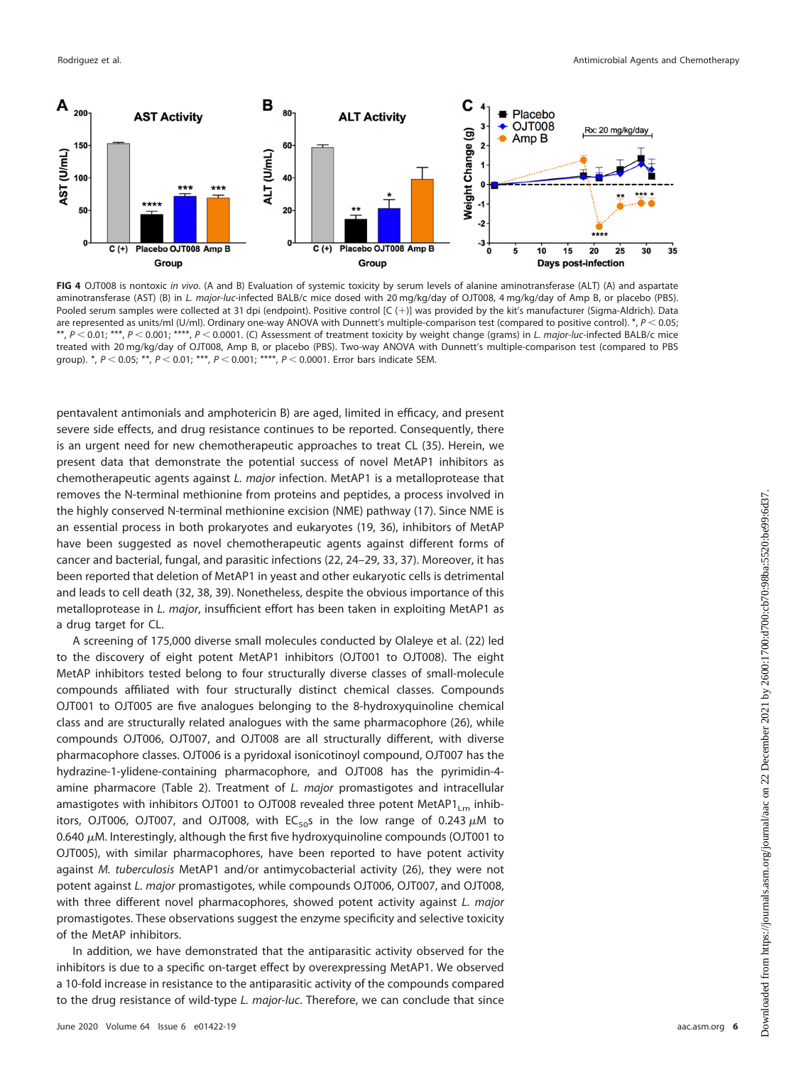**FIG 4** OJT008 is nontoxic *in vivo*. (A and B) Evaluation of systemic toxicity by serum levels of alanine aminotransferase (ALT) (A) and aspartate aminotransferase (AST) (B) in *L. major-luc*-infected BALB/c mice dosed with 20 mg/kg/day of OJT008, 4 mg/kg/day of Amp B, or placebo (PBS). Pooled serum samples were collected at 31 dpi (endpoint). Positive control [C (+)] was provided by the kit's manufacturer (Sigma-Aldrich). Data are represented as units/ml (U/ml). Ordinary one-way ANOVA with Dunnett's multiple-comparison test (compared to positive control). *, $P < 0.05$; **, $P < 0.01$; ***, $P < 0.001$; ****, $P < 0.0001$. (C) Assessment of treatment toxicity by weight change (grams) in *L. major-luc*-infected BALB/c mice treated with 20 mg/kg/day of OJT008, Amp B, or placebo (PBS). Two-way ANOVA with Dunnett's multiple-comparison test (compared to PBS group). *, $P < 0.05$; **, $P < 0.01$; ***, $P < 0.001$; ****, $P < 0.0001$. Error bars indicate SEM.

pentavalent antimonials and amphotericin B) are aged, limited in efficacy, and present severe side effects, and drug resistance continues to be reported. Consequently, there is an urgent need for new chemotherapeutic approaches to treat CL (35). Herein, we present data that demonstrate the potential success of novel MetAP1 inhibitors as chemotherapeutic agents against *L. major* infection. MetAP1 is a metalloprotease that removes the N-terminal methionine from proteins and peptides, a process involved in the highly conserved N-terminal methionine excision (NME) pathway (17). Since NME is an essential process in both prokaryotes and eukaryotes (19, 36), inhibitors of MetAP have been suggested as novel chemotherapeutic agents against different forms of cancer and bacterial, fungal, and parasitic infections (22, 24–29, 33, 37). Moreover, it has been reported that deletion of MetAP1 in yeast and other eukaryotic cells is detrimental and leads to cell death (32, 38, 39). Nonetheless, despite the obvious importance of this metalloprotease in *L. major*, insufficient effort has been taken in exploiting MetAP1 as a drug target for CL.

A screening of 175,000 diverse small molecules conducted by Olaleye et al. (22) led to the discovery of eight potent MetAP1 inhibitors (OJT001 to OJT008). The eight MetAP inhibitors tested belong to four structurally diverse classes of small-molecule compounds affiliated with four structurally distinct chemical classes. Compounds OJT001 to OJT005 are five analogues belonging to the 8-hydroxyquinoline chemical class and are structurally related analogues with the same pharmacophore (26), while compounds OJT006, OJT007, and OJT008 are all structurally different, with diverse pharmacophore classes. OJT006 is a pyridoxal isonicotinoyl compound, OJT007 has the hydrazine-1-ylidene-containing pharmacophore, and OJT008 has the pyrimidin-4-amine pharmacore (Table 2). Treatment of *L. major* promastigotes and intracellular amastigotes with inhibitors OJT001 to OJT008 revealed three potent $\text{MetAP1}_{Lm}$ inhibitors, OJT006, OJT007, and OJT008, with $EC_{50}$s in the low range of 0.243 μM to 0.640 μM. Interestingly, although the first five hydroxyquinoline compounds (OJT001 to OJT005), with similar pharmacophores, have been reported to have potent activity against *M. tuberculosis* MetAP1 and/or antimycobacterial activity (26), they were not potent against *L. major* promastigotes, while compounds OJT006, OJT007, and OJT008, with three different novel pharmacophores, showed potent activity against *L. major* promastigotes. These observations suggest the enzyme specificity and selective toxicity of the MetAP inhibitors.

In addition, we have demonstrated that the antiparasitic activity observed for the inhibitors is due to a specific on-target effect by overexpressing MetAP1. We observed a 10-fold increase in resistance to the antiparasitic activity of the compounds compared to the drug resistance of wild-type *L. major-luc*. Therefore, we can conclude that since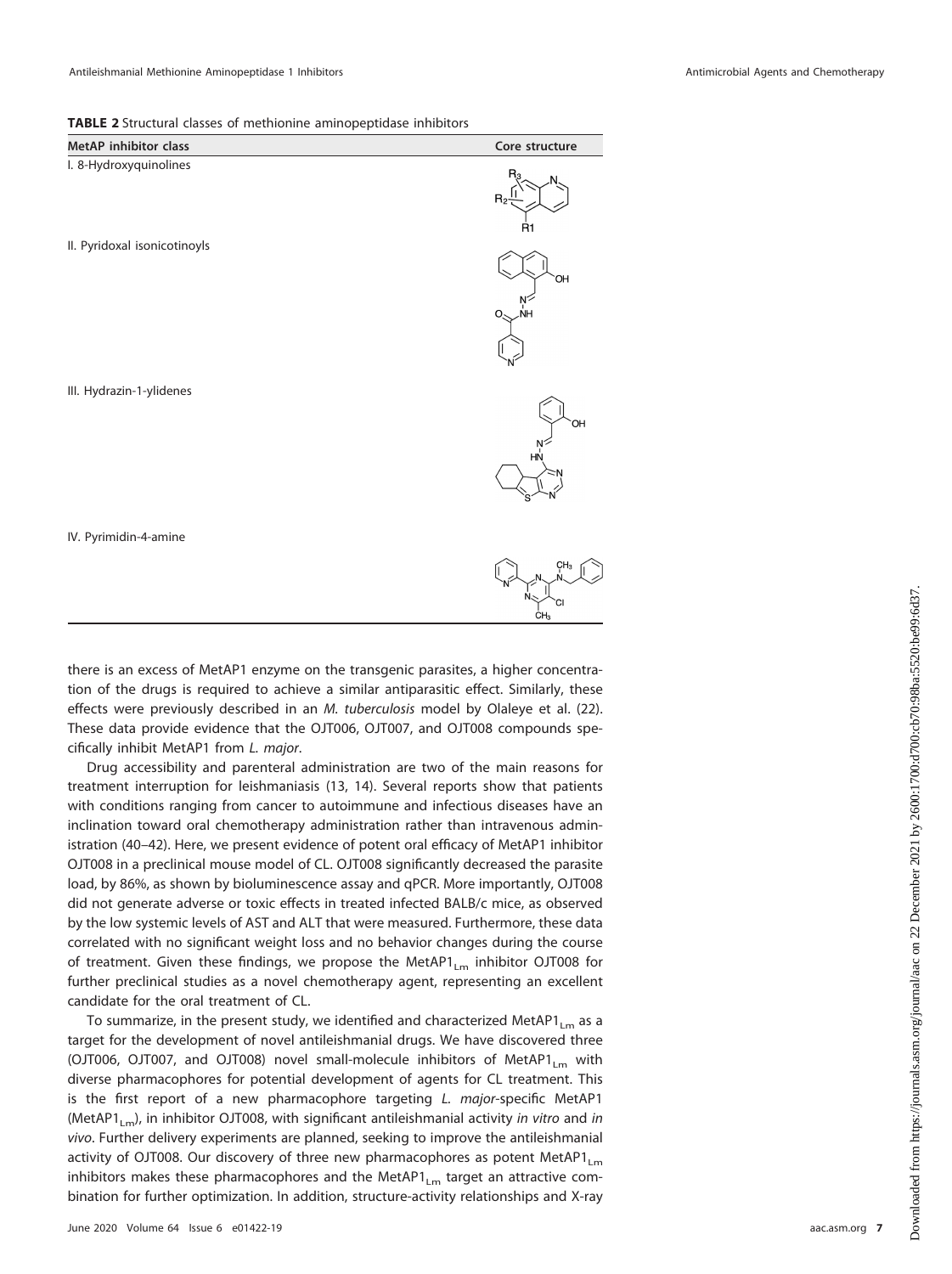**TABLE 2** Structural classes of methionine aminopeptidase inhibitors

| MetAP inhibitor class | Core structure |
|---|---|
| I. 8-Hydroxyquinolines | |
| II. Pyridoxal isonicotinoyls | |
| III. Hydrazin-1-ylidenes | |
| IV. Pyrimidin-4-amine | |

there is an excess of MetAP1 enzyme on the transgenic parasites, a higher concentration of the drugs is required to achieve a similar antiparasitic effect. Similarly, these effects were previously described in an *M. tuberculosis* model by Olaleye et al. (22). These data provide evidence that the OJT006, OJT007, and OJT008 compounds specifically inhibit MetAP1 from *L. major*.

Drug accessibility and parenteral administration are two of the main reasons for treatment interruption for leishmaniasis (13, 14). Several reports show that patients with conditions ranging from cancer to autoimmune and infectious diseases have an inclination toward oral chemotherapy administration rather than intravenous administration (40–42). Here, we present evidence of potent oral efficacy of MetAP1 inhibitor OJT008 in a preclinical mouse model of CL. OJT008 significantly decreased the parasite load, by 86%, as shown by bioluminescence assay and qPCR. More importantly, OJT008 did not generate adverse or toxic effects in treated infected BALB/c mice, as observed by the low systemic levels of AST and ALT that were measured. Furthermore, these data correlated with no significant weight loss and no behavior changes during the course of treatment. Given these findings, we propose the $MetAP1_{Lm}$ inhibitor OJT008 for further preclinical studies as a novel chemotherapy agent, representing an excellent candidate for the oral treatment of CL.

To summarize, in the present study, we identified and characterized $MetAP1_{Lm}$ as a target for the development of novel antileishmanial drugs. We have discovered three (OJT006, OJT007, and OJT008) novel small-molecule inhibitors of $MetAP1_{Lm}$ with diverse pharmacophores for potential development of agents for CL treatment. This is the first report of a new pharmacophore targeting *L. major*-specific MetAP1 ($MetAP1_{Lm}$), in inhibitor OJT008, with significant antileishmanial activity *in vitro* and *in vivo*. Further delivery experiments are planned, seeking to improve the antileishmanial activity of OJT008. Our discovery of three new pharmacophores as potent $MetAP1_{Lm}$ inhibitors makes these pharmacophores and the $MetAP1_{Lm}$ target an attractive combination for further optimization. In addition, structure-activity relationships and X-ray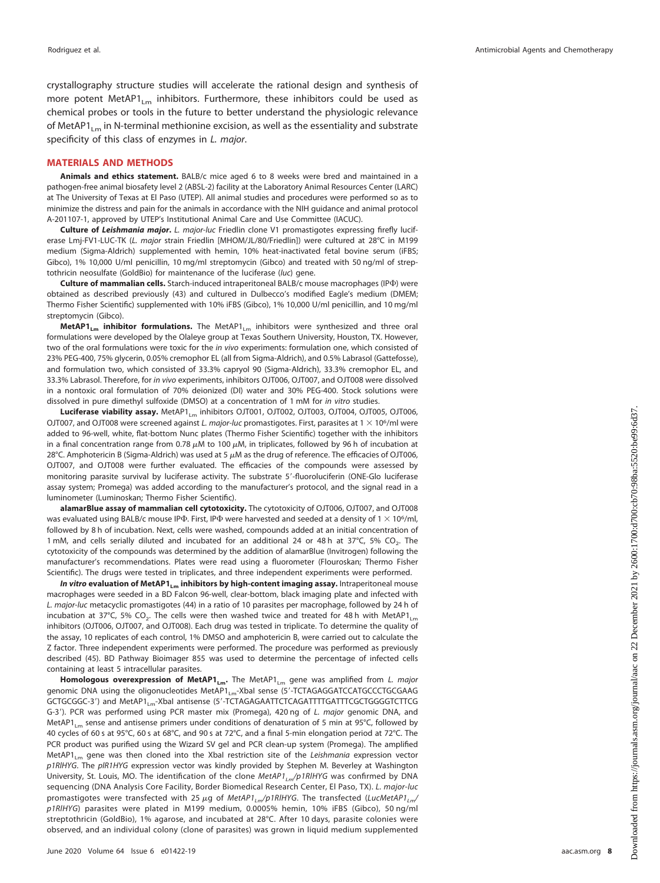crystallography structure studies will accelerate the rational design and synthesis of more potent MetAP1$_{Lm}$ inhibitors. Furthermore, these inhibitors could be used as chemical probes or tools in the future to better understand the physiologic relevance of MetAP1$_{Lm}$ in N-terminal methionine excision, as well as the essentiality and substrate specificity of this class of enzymes in *L. major*.

## MATERIALS AND METHODS

**Animals and ethics statement.** BALB/c mice aged 6 to 8 weeks were bred and maintained in a pathogen-free animal biosafety level 2 (ABSL-2) facility at the Laboratory Animal Resources Center (LARC) at The University of Texas at El Paso (UTEP). All animal studies and procedures were performed so as to minimize the distress and pain for the animals in accordance with the NIH guidance and animal protocol A-201107-1, approved by UTEP's Institutional Animal Care and Use Committee (IACUC).

**Culture of *Leishmania major*.** *L. major-luc* Friedlin clone V1 promastigotes expressing firefly luciferase Lmj-FV1-LUC-TK (*L. major* strain Friedlin [MHOM/JL/80/Friedlin]) were cultured at 28°C in M199 medium (Sigma-Aldrich) supplemented with hemin, 10% heat-inactivated fetal bovine serum (iFBS; Gibco), 1% 10,000 U/ml penicillin, 10 mg/ml streptomycin (Gibco) and treated with 50 ng/ml of streptothricin neosulfate (GoldBio) for maintenance of the luciferase (*luc*) gene.

**Culture of mammalian cells.** Starch-induced intraperitoneal BALB/c mouse macrophages (IPΦ) were obtained as described previously (43) and cultured in Dulbecco's modified Eagle's medium (DMEM; Thermo Fisher Scientific) supplemented with 10% iFBS (Gibco), 1% 10,000 U/ml penicillin, and 10 mg/ml streptomycin (Gibco).

**MetAP1$_{Lm}$ inhibitor formulations.** The MetAP1$_{Lm}$ inhibitors were synthesized and three oral formulations were developed by the Olaleye group at Texas Southern University, Houston, TX. However, two of the oral formulations were toxic for the *in vivo* experiments: formulation one, which consisted of 23% PEG-400, 75% glycerin, 0.05% cremophor EL (all from Sigma-Aldrich), and 0.5% Labrasol (Gattefosse), and formulation two, which consisted of 33.3% capryol 90 (Sigma-Aldrich), 33.3% cremophor EL, and 33.3% Labrasol. Therefore, for *in vivo* experiments, inhibitors OJT006, OJT007, and OJT008 were dissolved in a nontoxic oral formulation of 70% deionized (DI) water and 30% PEG-400. Stock solutions were dissolved in pure dimethyl sulfoxide (DMSO) at a concentration of 1 mM for *in vitro* studies.

**Luciferase viability assay.** MetAP1$_{Lm}$ inhibitors OJT001, OJT002, OJT003, OJT004, OJT005, OJT006, OJT007, and OJT008 were screened against *L. major-luc* promastigotes. First, parasites at $1 \times 10^6$/ml were added to 96-well, white, flat-bottom Nunc plates (Thermo Fisher Scientific) together with the inhibitors in a final concentration range from 0.78 $\mu$M to 100 $\mu$M, in triplicates, followed by 96 h of incubation at 28°C. Amphotericin B (Sigma-Aldrich) was used at 5 $\mu$M as the drug of reference. The efficacies of OJT006, OJT007, and OJT008 were further evaluated. The efficacies of the compounds were assessed by monitoring parasite survival by luciferase activity. The substrate 5′-fluoroluciferin (ONE-Glo luciferase assay system; Promega) was added according to the manufacturer's protocol, and the signal read in a luminometer (Luminoskan; Thermo Fisher Scientific).

**alamarBlue assay of mammalian cell cytotoxicity.** The cytotoxicity of OJT006, OJT007, and OJT008 was evaluated using BALB/c mouse IPΦ. First, IPΦ were harvested and seeded at a density of $1 \times 10^6$/ml, followed by 8 h of incubation. Next, cells were washed, compounds added at an initial concentration of 1 mM, and cells serially diluted and incubated for an additional 24 or 48 h at 37°C, 5% $CO_2$. The cytotoxicity of the compounds was determined by the addition of alamarBlue (Invitrogen) following the manufacturer's recommendations. Plates were read using a fluorometer (Flouroskan; Thermo Fisher Scientific). The drugs were tested in triplicates, and three independent experiments were performed.

***In vitro* evaluation of MetAP1$_{Lm}$ inhibitors by high-content imaging assay.** Intraperitoneal mouse macrophages were seeded in a BD Falcon 96-well, clear-bottom, black imaging plate and infected with *L. major-luc* metacyclic promastigotes (44) in a ratio of 10 parasites per macrophage, followed by 24 h of incubation at 37°C, 5% $CO_2$. The cells were then washed twice and treated for 48 h with MetAP1$_{Lm}$ inhibitors (OJT006, OJT007, and OJT008). Each drug was tested in triplicate. To determine the quality of the assay, 10 replicates of each control, 1% DMSO and amphotericin B, were carried out to calculate the Z factor. Three independent experiments were performed. The procedure was performed as previously described (45). BD Pathway Bioimager 855 was used to determine the percentage of infected cells containing at least 5 intracellular parasites.

**Homologous overexpression of MetAP1$_{Lm}$.** The MetAP1$_{Lm}$ gene was amplified from *L. major* genomic DNA using the oligonucleotides MetAP1$_{Lm}$-XbaI sense (5′-TCTAGAGGATCCATGCCCTGCGAAG GCTGCGGC-3′) and MetAP1$_{Lm}$-XbaI antisense (5′-TCTAGAGAATTCTCAGATTTTGATTTCGCTGGGGTCTTCG G-3′). PCR was performed using PCR master mix (Promega), 420 ng of *L. major* genomic DNA, and MetAP1$_{Lm}$ sense and antisense primers under conditions of denaturation of 5 min at 95°C, followed by 40 cycles of 60 s at 95°C, 60 s at 68°C, and 90 s at 72°C, and a final 5-min elongation period at 72°C. The PCR product was purified using the Wizard SV gel and PCR clean-up system (Promega). The amplified MetAP1$_{Lm}$ gene was then cloned into the XbaI restriction site of the *Leishmania* expression vector *p1RIHYG*. The *pIR1HYG* expression vector was kindly provided by Stephen M. Beverley at Washington University, St. Louis, MO. The identification of the clone *MetAP1$_{Lm}$/p1RIHYG* was confirmed by DNA sequencing (DNA Analysis Core Facility, Border Biomedical Research Center, El Paso, TX). *L. major-luc* promastigotes were transfected with 25 $\mu$g of *MetAP1$_{Lm}$/p1RIHYG*. The transfected (*LucMetAP1$_{Lm}$/p1RIHYG*) parasites were plated in M199 medium, 0.0005% hemin, 10% iFBS (Gibco), 50 ng/ml streptothricin (GoldBio), 1% agarose, and incubated at 28°C. After 10 days, parasite colonies were observed, and an individual colony (clone of parasites) was grown in liquid medium supplemented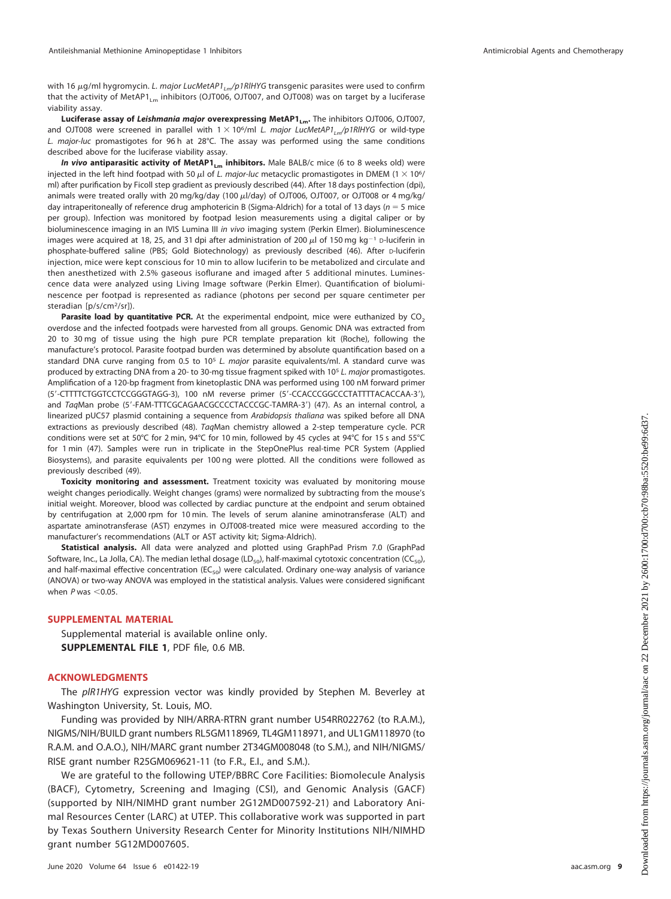with 16 μg/ml hygromycin. *L. major LucMetAP1$_{Lm}$/p1RIHYG* transgenic parasites were used to confirm that the activity of MetAP1$_{Lm}$ inhibitors (OJT006, OJT007, and OJT008) was on target by a luciferase viability assay.

**Luciferase assay of *Leishmania major* overexpressing MetAP1$_{Lm}$.** The inhibitors OJT006, OJT007, and OJT008 were screened in parallel with $1 \times 10^6$/ml *L. major LucMetAP1$_{Lm}$/p1RIHYG* or wild-type *L. major-luc* promastigotes for 96 h at 28°C. The assay was performed using the same conditions described above for the luciferase viability assay.

***In vivo* antiparasitic activity of MetAP1$_{Lm}$ inhibitors.** Male BALB/c mice (6 to 8 weeks old) were injected in the left hind footpad with 50 μl of *L. major-luc* metacyclic promastigotes in DMEM ($1 \times 10^6$/ml) after purification by Ficoll step gradient as previously described (44). After 18 days postinfection (dpi), animals were treated orally with 20 mg/kg/day (100 μl/day) of OJT006, OJT007, or OJT008 or 4 mg/kg/day intraperitoneally of reference drug amphotericin B (Sigma-Aldrich) for a total of 13 days ($n = 5$ mice per group). Infection was monitored by footpad lesion measurements using a digital caliper or by bioluminescence imaging in an IVIS Lumina III *in vivo* imaging system (Perkin Elmer). Bioluminescence images were acquired at 18, 25, and 31 dpi after administration of 200 μl of 150 mg $kg^{-1}$ D-luciferin in phosphate-buffered saline (PBS; Gold Biotechnology) as previously described (46). After D-luciferin injection, mice were kept conscious for 10 min to allow luciferin to be metabolized and circulate and then anesthetized with 2.5% gaseous isoflurane and imaged after 5 additional minutes. Luminescence data were analyzed using Living Image software (Perkin Elmer). Quantification of bioluminescence per footpad is represented as radiance (photons per second per square centimeter per steradian [p/s/cm²/sr]).

**Parasite load by quantitative PCR.** At the experimental endpoint, mice were euthanized by $CO_2$ overdose and the infected footpads were harvested from all groups. Genomic DNA was extracted from 20 to 30 mg of tissue using the high pure PCR template preparation kit (Roche), following the manufacture's protocol. Parasite footpad burden was determined by absolute quantification based on a standard DNA curve ranging from 0.5 to $10^5$ *L. major* parasite equivalents/ml. A standard curve was produced by extracting DNA from a 20- to 30-mg tissue fragment spiked with $10^5$ *L. major* promastigotes. Amplification of a 120-bp fragment from kinetoplastic DNA was performed using 100 nM forward primer (5′-CTTTTCTGGTCCTCCGGGTAGG-3), 100 nM reverse primer (5′-CCACCCGGCCCTATTTTACACCAA-3′), and *Taq*Man probe (5′-FAM-TTTCGCAGAACGCCCCTACCCGC-TAMRA-3′) (47). As an internal control, a linearized pUC57 plasmid containing a sequence from *Arabidopsis thaliana* was spiked before all DNA extractions as previously described (48). *Taq*Man chemistry allowed a 2-step temperature cycle. PCR conditions were set at 50°C for 2 min, 94°C for 10 min, followed by 45 cycles at 94°C for 15 s and 55°C for 1 min (47). Samples were run in triplicate in the StepOnePlus real-time PCR System (Applied Biosystems), and parasite equivalents per 100 ng were plotted. All the conditions were followed as previously described (49).

**Toxicity monitoring and assessment.** Treatment toxicity was evaluated by monitoring mouse weight changes periodically. Weight changes (grams) were normalized by subtracting from the mouse's initial weight. Moreover, blood was collected by cardiac puncture at the endpoint and serum obtained by centrifugation at 2,000 rpm for 10 min. The levels of serum alanine aminotransferase (ALT) and aspartate aminotransferase (AST) enzymes in OJT008-treated mice were measured according to the manufacturer's recommendations (ALT or AST activity kit; Sigma-Aldrich).

**Statistical analysis.** All data were analyzed and plotted using GraphPad Prism 7.0 (GraphPad Software, Inc., La Jolla, CA). The median lethal dosage ($LD_{50}$), half-maximal cytotoxic concentration ($CC_{50}$), and half-maximal effective concentration ($EC_{50}$) were calculated. Ordinary one-way analysis of variance (ANOVA) or two-way ANOVA was employed in the statistical analysis. Values were considered significant when $P$ was $<0.05$.

## SUPPLEMENTAL MATERIAL

Supplemental material is available online only.

**SUPPLEMENTAL FILE 1**, PDF file, 0.6 MB.

## ACKNOWLEDGMENTS

The *pIR1HYG* expression vector was kindly provided by Stephen M. Beverley at Washington University, St. Louis, MO.

Funding was provided by NIH/ARRA-RTRN grant number U54RR022762 (to R.A.M.), NIGMS/NIH/BUILD grant numbers RL5GM118969, TL4GM118971, and UL1GM118970 (to R.A.M. and O.A.O.), NIH/MARC grant number 2T34GM008048 (to S.M.), and NIH/NIGMS/RISE grant number R25GM069621-11 (to F.R., E.I., and S.M.).

We are grateful to the following UTEP/BBRC Core Facilities: Biomolecule Analysis (BACF), Cytometry, Screening and Imaging (CSI), and Genomic Analysis (GACF) (supported by NIH/NIMHD grant number 2G12MD007592-21) and Laboratory Animal Resources Center (LARC) at UTEP. This collaborative work was supported in part by Texas Southern University Research Center for Minority Institutions NIH/NIMHD grant number 5G12MD007605.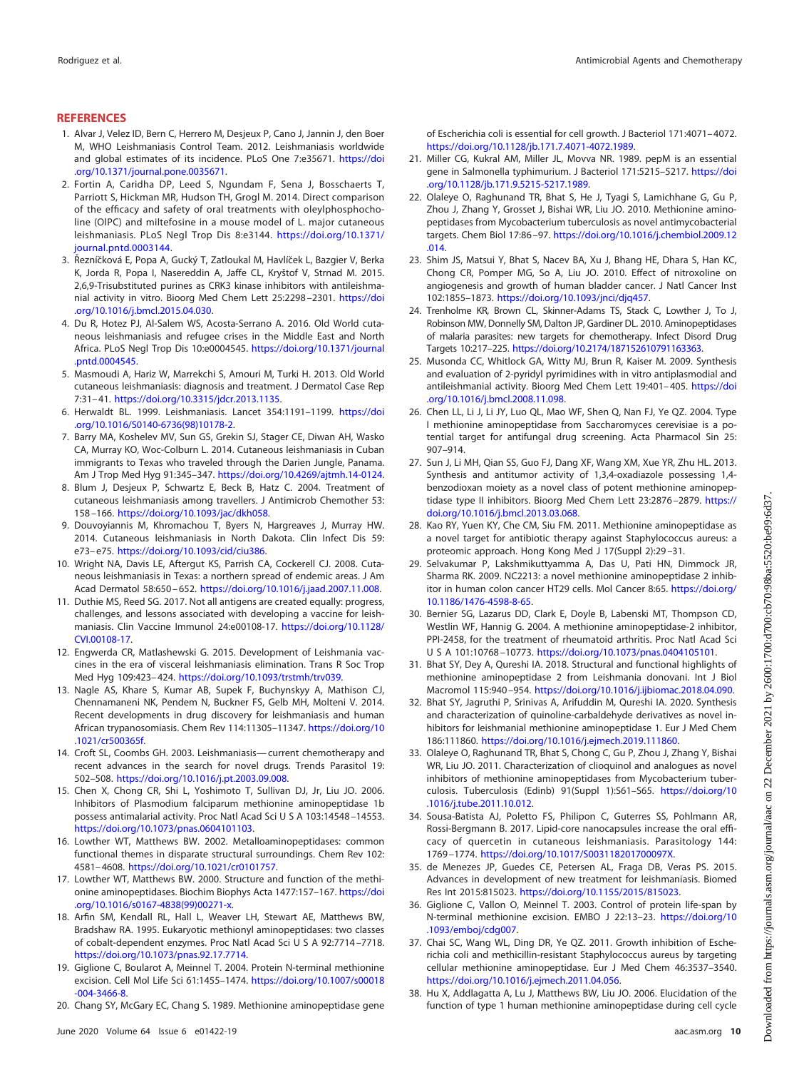## REFERENCES

1. Alvar J, Velez ID, Bern C, Herrero M, Desjeux P, Cano J, Jannin J, den Boer M, WHO Leishmaniasis Control Team. 2012. Leishmaniasis worldwide and global estimates of its incidence. PLoS One 7:e35671. https://doi.org/10.1371/journal.pone.0035671.
2. Fortin A, Caridha DP, Leed S, Ngundam F, Sena J, Bosschaerts T, Parriott S, Hickman MR, Hudson TH, Grogl M. 2014. Direct comparison of the efficacy and safety of oral treatments with oleylphosphocholine (OlPC) and miltefosine in a mouse model of L. major cutaneous leishmaniasis. PLoS Negl Trop Dis 8:e3144. https://doi.org/10.1371/journal.pntd.0003144.
3. Řezníčková E, Popa A, Gucký T, Zatloukal M, Havlíček L, Bazgier V, Berka K, Jorda R, Popa I, Nasereddin A, Jaffe CL, Kryštof V, Strnad M. 2015. 2,6,9-Trisubstituted purines as CRK3 kinase inhibitors with antileishmanial activity in vitro. Bioorg Med Chem Lett 25:2298–2301. https://doi.org/10.1016/j.bmcl.2015.04.030.
4. Du R, Hotez PJ, Al-Salem WS, Acosta-Serrano A. 2016. Old World cutaneous leishmaniasis and refugee crises in the Middle East and North Africa. PLoS Negl Trop Dis 10:e0004545. https://doi.org/10.1371/journal.pntd.0004545.
5. Masmoudi A, Hariz W, Marrekchi S, Amouri M, Turki H. 2013. Old World cutaneous leishmaniasis: diagnosis and treatment. J Dermatol Case Rep 7:31–41. https://doi.org/10.3315/jdcr.2013.1135.
6. Herwaldt BL. 1999. Leishmaniasis. Lancet 354:1191–1199. https://doi.org/10.1016/S0140-6736(98)10178-2.
7. Barry MA, Koshelev MV, Sun GS, Grekin SJ, Stager CE, Diwan AH, Wasko CA, Murray KO, Woc-Colburn L. 2014. Cutaneous leishmaniasis in Cuban immigrants to Texas who traveled through the Darien Jungle, Panama. Am J Trop Med Hyg 91:345–347. https://doi.org/10.4269/ajtmh.14-0124.
8. Blum J, Desjeux P, Schwartz E, Beck B, Hatz C. 2004. Treatment of cutaneous leishmaniasis among travellers. J Antimicrob Chemother 53:158–166. https://doi.org/10.1093/jac/dkh058.
9. Douvoyiannis M, Khromachou T, Byers N, Hargreaves J, Murray HW. 2014. Cutaneous leishmaniasis in North Dakota. Clin Infect Dis 59:e73–e75. https://doi.org/10.1093/cid/ciu386.
10. Wright NA, Davis LE, Aftergut KS, Parrish CA, Cockerell CJ. 2008. Cutaneous leishmaniasis in Texas: a northern spread of endemic areas. J Am Acad Dermatol 58:650–652. https://doi.org/10.1016/j.jaad.2007.11.008.
11. Duthie MS, Reed SG. 2017. Not all antigens are created equally: progress, challenges, and lessons associated with developing a vaccine for leishmaniasis. Clin Vaccine Immunol 24:e00108-17. https://doi.org/10.1128/CVI.00108-17.
12. Engwerda CR, Matlashewski G. 2015. Development of Leishmania vaccines in the era of visceral leishmaniasis elimination. Trans R Soc Trop Med Hyg 109:423–424. https://doi.org/10.1093/trstmh/trv039.
13. Nagle AS, Khare S, Kumar AB, Supek F, Buchynskyy A, Mathison CJ, Chennamaneni NK, Pendem N, Buckner FS, Gelb MH, Molteni V. 2014. Recent developments in drug discovery for leishmaniasis and human African trypanosomiasis. Chem Rev 114:11305–11347. https://doi.org/10.1021/cr500365f.
14. Croft SL, Coombs GH. 2003. Leishmaniasis—current chemotherapy and recent advances in the search for novel drugs. Trends Parasitol 19:502–508. https://doi.org/10.1016/j.pt.2003.09.008.
15. Chen X, Chong CR, Shi L, Yoshimoto T, Sullivan DJ, Jr, Liu JO. 2006. Inhibitors of Plasmodium falciparum methionine aminopeptidase 1b possess antimalarial activity. Proc Natl Acad Sci U S A 103:14548–14553. https://doi.org/10.1073/pnas.0604101103.
16. Lowther WT, Matthews BW. 2002. Metalloaminopeptidases: common functional themes in disparate structural surroundings. Chem Rev 102:4581–4608. https://doi.org/10.1021/cr0101757.
17. Lowther WT, Matthews BW. 2000. Structure and function of the methionine aminopeptidases. Biochim Biophys Acta 1477:157–167. https://doi.org/10.1016/s0167-4838(99)00271-x.
18. Arfin SM, Kendall RL, Hall L, Weaver LH, Stewart AE, Matthews BW, Bradshaw RA. 1995. Eukaryotic methionyl aminopeptidases: two classes of cobalt-dependent enzymes. Proc Natl Acad Sci U S A 92:7714–7718. https://doi.org/10.1073/pnas.92.17.7714.
19. Giglione C, Boularot A, Meinnel T. 2004. Protein N-terminal methionine excision. Cell Mol Life Sci 61:1455–1474. https://doi.org/10.1007/s00018-004-3466-8.
20. Chang SY, McGary EC, Chang S. 1989. Methionine aminopeptidase gene of Escherichia coli is essential for cell growth. J Bacteriol 171:4071–4072. https://doi.org/10.1128/jb.171.7.4071-4072.1989.
21. Miller CG, Kukral AM, Miller JL, Movva NR. 1989. pepM is an essential gene in Salmonella typhimurium. J Bacteriol 171:5215–5217. https://doi.org/10.1128/jb.171.9.5215-5217.1989.
22. Olaleye O, Raghunand TR, Bhat S, He J, Tyagi S, Lamichhane G, Gu P, Zhou J, Zhang Y, Grosset J, Bishai WR, Liu JO. 2010. Methionine aminopeptidases from Mycobacterium tuberculosis as novel antimycobacterial targets. Chem Biol 17:86–97. https://doi.org/10.1016/j.chembiol.2009.12.014.
23. Shim JS, Matsui Y, Bhat S, Nacev BA, Xu J, Bhang HE, Dhara S, Han KC, Chong CR, Pomper MG, So A, Liu JO. 2010. Effect of nitroxoline on angiogenesis and growth of human bladder cancer. J Natl Cancer Inst 102:1855–1873. https://doi.org/10.1093/jnci/djq457.
24. Trenholme KR, Brown CL, Skinner-Adams TS, Stack C, Lowther J, To J, Robinson MW, Donnelly SM, Dalton JP, Gardiner DL. 2010. Aminopeptidases of malaria parasites: new targets for chemotherapy. Infect Disord Drug Targets 10:217–225. https://doi.org/10.2174/187152610791163363.
25. Musonda CC, Whitlock GA, Witty MJ, Brun R, Kaiser M. 2009. Synthesis and evaluation of 2-pyridyl pyrimidines with in vitro antiplasmodial and antileishmanial activity. Bioorg Med Chem Lett 19:401–405. https://doi.org/10.1016/j.bmcl.2008.11.098.
26. Chen LL, Li J, Li JY, Luo QL, Mao WF, Shen Q, Nan FJ, Ye QZ. 2004. Type I methionine aminopeptidase from Saccharomyces cerevisiae is a potential target for antifungal drug screening. Acta Pharmacol Sin 25:907–914.
27. Sun J, Li MH, Qian SS, Guo FJ, Dang XF, Wang XM, Xue YR, Zhu HL. 2013. Synthesis and antitumor activity of 1,3,4-oxadiazole possessing 1,4-benzodioxan moiety as a novel class of potent methionine aminopeptidase type II inhibitors. Bioorg Med Chem Lett 23:2876–2879. https://doi.org/10.1016/j.bmcl.2013.03.068.
28. Kao RY, Yuen KY, Che CM, Siu FM. 2011. Methionine aminopeptidase as a novel target for antibiotic therapy against Staphylococcus aureus: a proteomic approach. Hong Kong Med J 17(Suppl 2):29–31.
29. Selvakumar P, Lakshmikuttyamma A, Das U, Pati HN, Dimmock JR, Sharma RK. 2009. NC2213: a novel methionine aminopeptidase 2 inhibitor in human colon cancer HT29 cells. Mol Cancer 8:65. https://doi.org/10.1186/1476-4598-8-65.
30. Bernier SG, Lazarus DD, Clark E, Doyle B, Labenski MT, Thompson CD, Westlin WF, Hannig G. 2004. A methionine aminopeptidase-2 inhibitor, PPI-2458, for the treatment of rheumatoid arthritis. Proc Natl Acad Sci U S A 101:10768–10773. https://doi.org/10.1073/pnas.0404105101.
31. Bhat SY, Dey A, Qureshi IA. 2018. Structural and functional highlights of methionine aminopeptidase 2 from Leishmania donovani. Int J Biol Macromol 115:940–954. https://doi.org/10.1016/j.ijbiomac.2018.04.090.
32. Bhat SY, Jagruthi P, Srinivas A, Arifuddin M, Qureshi IA. 2020. Synthesis and characterization of quinoline-carbaldehyde derivatives as novel inhibitors for leishmanial methionine aminopeptidase 1. Eur J Med Chem 186:111860. https://doi.org/10.1016/j.ejmech.2019.111860.
33. Olaleye O, Raghunand TR, Bhat S, Chong C, Gu P, Zhou J, Zhang Y, Bishai WR, Liu JO. 2011. Characterization of clioquinol and analogues as novel inhibitors of methionine aminopeptidases from Mycobacterium tuberculosis. Tuberculosis (Edinb) 91(Suppl 1):S61–S65. https://doi.org/10.1016/j.tube.2011.10.012.
34. Sousa-Batista AJ, Poletto FS, Philipon C, Guterres SS, Pohlmann AR, Rossi-Bergmann B. 2017. Lipid-core nanocapsules increase the oral efficacy of quercetin in cutaneous leishmaniasis. Parasitology 144:1769–1774. https://doi.org/10.1017/S003118201700097X.
35. de Menezes JP, Guedes CE, Petersen AL, Fraga DB, Veras PS. 2015. Advances in development of new treatment for leishmaniasis. Biomed Res Int 2015:815023. https://doi.org/10.1155/2015/815023.
36. Giglione C, Vallon O, Meinnel T. 2003. Control of protein life-span by N-terminal methionine excision. EMBO J 22:13–23. https://doi.org/10.1093/emboj/cdg007.
37. Chai SC, Wang WL, Ding DR, Ye QZ. 2011. Growth inhibition of Escherichia coli and methicillin-resistant Staphylococcus aureus by targeting cellular methionine aminopeptidase. Eur J Med Chem 46:3537–3540. https://doi.org/10.1016/j.ejmech.2011.04.056.
38. Hu X, Addlagatta A, Lu J, Matthews BW, Liu JO. 2006. Elucidation of the function of type 1 human methionine aminopeptidase during cell cycle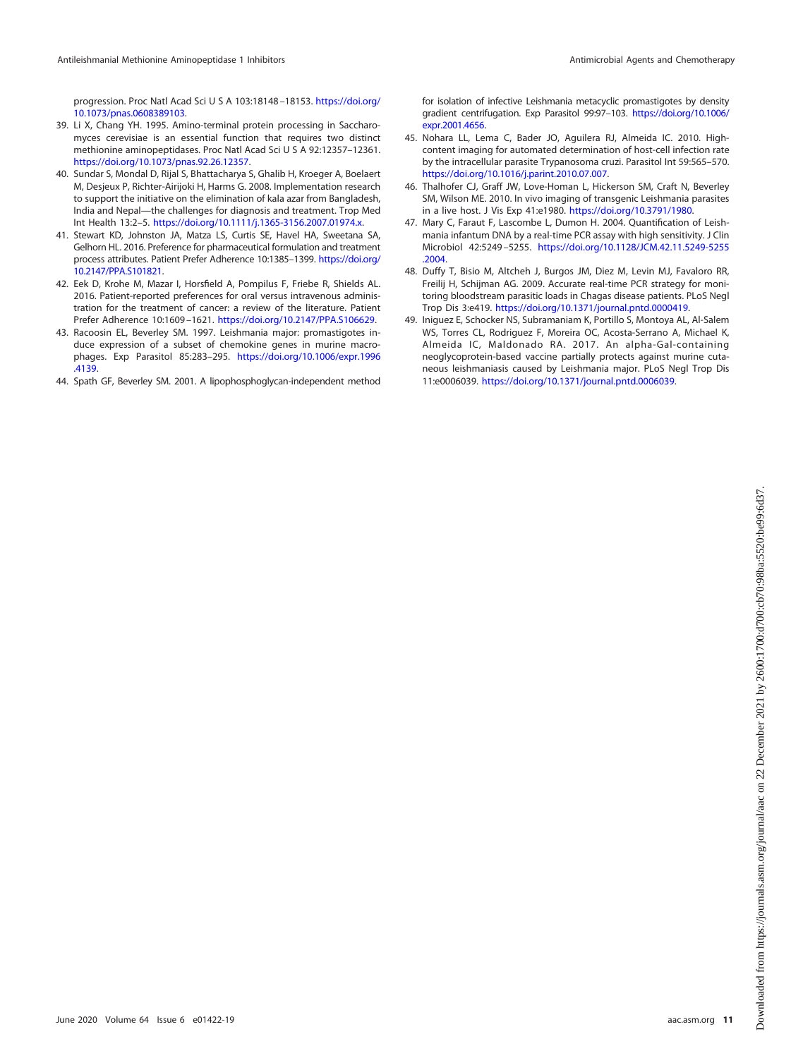progression. Proc Natl Acad Sci U S A 103:18148–18153. https://doi.org/10.1073/pnas.0608389103.

39. Li X, Chang YH. 1995. Amino-terminal protein processing in Saccharomyces cerevisiae is an essential function that requires two distinct methionine aminopeptidases. Proc Natl Acad Sci U S A 92:12357–12361. https://doi.org/10.1073/pnas.92.26.12357.
40. Sundar S, Mondal D, Rijal S, Bhattacharya S, Ghalib H, Kroeger A, Boelaert M, Desjeux P, Richter-Airijoki H, Harms G. 2008. Implementation research to support the initiative on the elimination of kala azar from Bangladesh, India and Nepal—the challenges for diagnosis and treatment. Trop Med Int Health 13:2–5. https://doi.org/10.1111/j.1365-3156.2007.01974.x.
41. Stewart KD, Johnston JA, Matza LS, Curtis SE, Havel HA, Sweetana SA, Gelhorn HL. 2016. Preference for pharmaceutical formulation and treatment process attributes. Patient Prefer Adherence 10:1385–1399. https://doi.org/10.2147/PPA.S101821.
42. Eek D, Krohe M, Mazar I, Horsfield A, Pompilus F, Friebe R, Shields AL. 2016. Patient-reported preferences for oral versus intravenous administration for the treatment of cancer: a review of the literature. Patient Prefer Adherence 10:1609–1621. https://doi.org/10.2147/PPA.S106629.
43. Racoosin EL, Beverley SM. 1997. Leishmania major: promastigotes induce expression of a subset of chemokine genes in murine macrophages. Exp Parasitol 85:283–295. https://doi.org/10.1006/expr.1996.4139.
44. Spath GF, Beverley SM. 2001. A lipophosphoglycan-independent method for isolation of infective Leishmania metacyclic promastigotes by density gradient centrifugation. Exp Parasitol 99:97–103. https://doi.org/10.1006/expr.2001.4656.
45. Nohara LL, Lema C, Bader JO, Aguilera RJ, Almeida IC. 2010. High-content imaging for automated determination of host-cell infection rate by the intracellular parasite Trypanosoma cruzi. Parasitol Int 59:565–570. https://doi.org/10.1016/j.parint.2010.07.007.
46. Thalhofer CJ, Graff JW, Love-Homan L, Hickerson SM, Craft N, Beverley SM, Wilson ME. 2010. In vivo imaging of transgenic Leishmania parasites in a live host. J Vis Exp 41:e1980. https://doi.org/10.3791/1980.
47. Mary C, Faraut F, Lascombe L, Dumon H. 2004. Quantification of Leishmania infantum DNA by a real-time PCR assay with high sensitivity. J Clin Microbiol 42:5249–5255. https://doi.org/10.1128/JCM.42.11.5249-5255.2004.
48. Duffy T, Bisio M, Altcheh J, Burgos JM, Diez M, Levin MJ, Favaloro RR, Freilij H, Schijman AG. 2009. Accurate real-time PCR strategy for monitoring bloodstream parasitic loads in Chagas disease patients. PLoS Negl Trop Dis 3:e419. https://doi.org/10.1371/journal.pntd.0000419.
49. Iniguez E, Schocker NS, Subramaniam K, Portillo S, Montoya AL, Al-Salem WS, Torres CL, Rodriguez F, Moreira OC, Acosta-Serrano A, Michael K, Almeida IC, Maldonado RA. 2017. An alpha-Gal-containing neoglycoprotein-based vaccine partially protects against murine cutaneous leishmaniasis caused by Leishmania major. PLoS Negl Trop Dis 11:e0006039. https://doi.org/10.1371/journal.pntd.0006039.